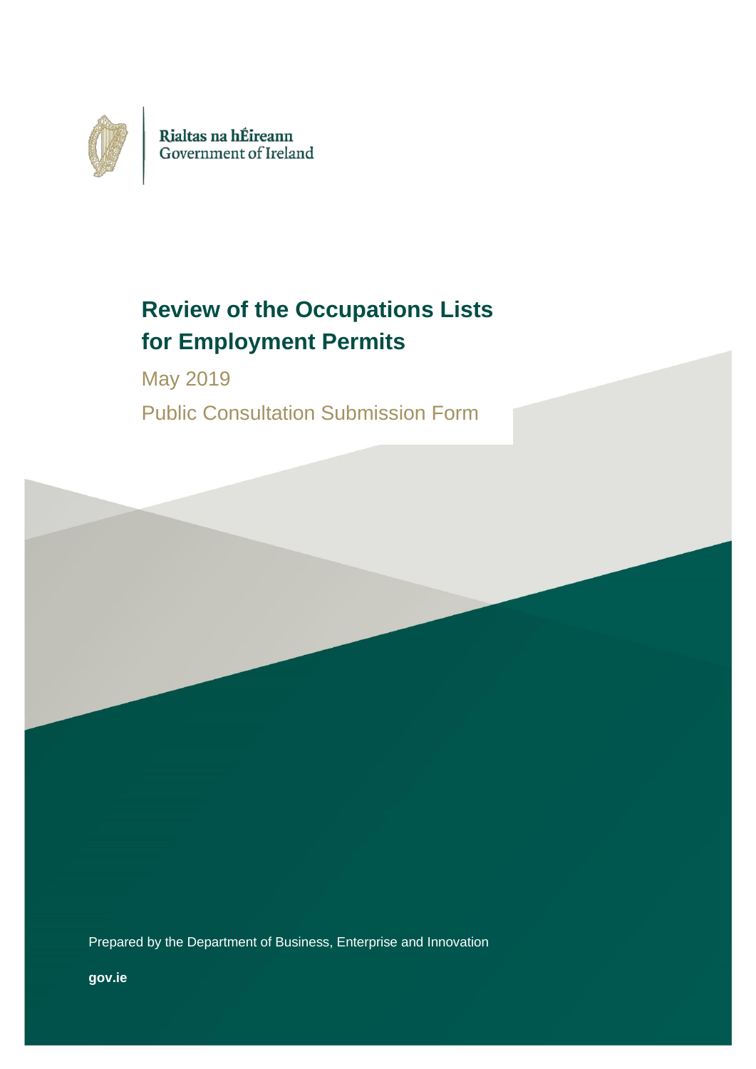Rialtas na hÉireann
Government of Ireland

# Review of the Occupations Lists for Employment Permits

May 2019

Public Consultation Submission Form

Prepared by the Department of Business, Enterprise and Innovation

**gov.ie**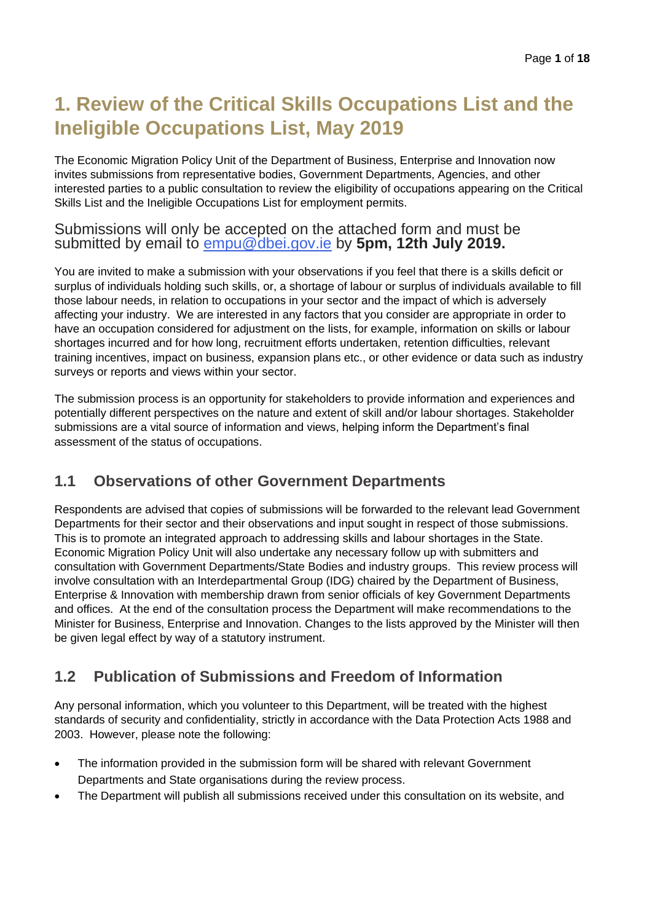# 1. Review of the Critical Skills Occupations List and the Ineligible Occupations List, May 2019

The Economic Migration Policy Unit of the Department of Business, Enterprise and Innovation now invites submissions from representative bodies, Government Departments, Agencies, and other interested parties to a public consultation to review the eligibility of occupations appearing on the Critical Skills List and the Ineligible Occupations List for employment permits.

Submissions will only be accepted on the attached form and must be submitted by email to empu@dbei.gov.ie by **5pm, 12th July 2019.**

You are invited to make a submission with your observations if you feel that there is a skills deficit or surplus of individuals holding such skills, or, a shortage of labour or surplus of individuals available to fill those labour needs, in relation to occupations in your sector and the impact of which is adversely affecting your industry. We are interested in any factors that you consider are appropriate in order to have an occupation considered for adjustment on the lists, for example, information on skills or labour shortages incurred and for how long, recruitment efforts undertaken, retention difficulties, relevant training incentives, impact on business, expansion plans etc., or other evidence or data such as industry surveys or reports and views within your sector.

The submission process is an opportunity for stakeholders to provide information and experiences and potentially different perspectives on the nature and extent of skill and/or labour shortages. Stakeholder submissions are a vital source of information and views, helping inform the Department's final assessment of the status of occupations.

## 1.1 Observations of other Government Departments

Respondents are advised that copies of submissions will be forwarded to the relevant lead Government Departments for their sector and their observations and input sought in respect of those submissions. This is to promote an integrated approach to addressing skills and labour shortages in the State. Economic Migration Policy Unit will also undertake any necessary follow up with submitters and consultation with Government Departments/State Bodies and industry groups. This review process will involve consultation with an Interdepartmental Group (IDG) chaired by the Department of Business, Enterprise & Innovation with membership drawn from senior officials of key Government Departments and offices. At the end of the consultation process the Department will make recommendations to the Minister for Business, Enterprise and Innovation. Changes to the lists approved by the Minister will then be given legal effect by way of a statutory instrument.

## 1.2 Publication of Submissions and Freedom of Information

Any personal information, which you volunteer to this Department, will be treated with the highest standards of security and confidentiality, strictly in accordance with the Data Protection Acts 1988 and 2003. However, please note the following:

- The information provided in the submission form will be shared with relevant Government Departments and State organisations during the review process.
- The Department will publish all submissions received under this consultation on its website, and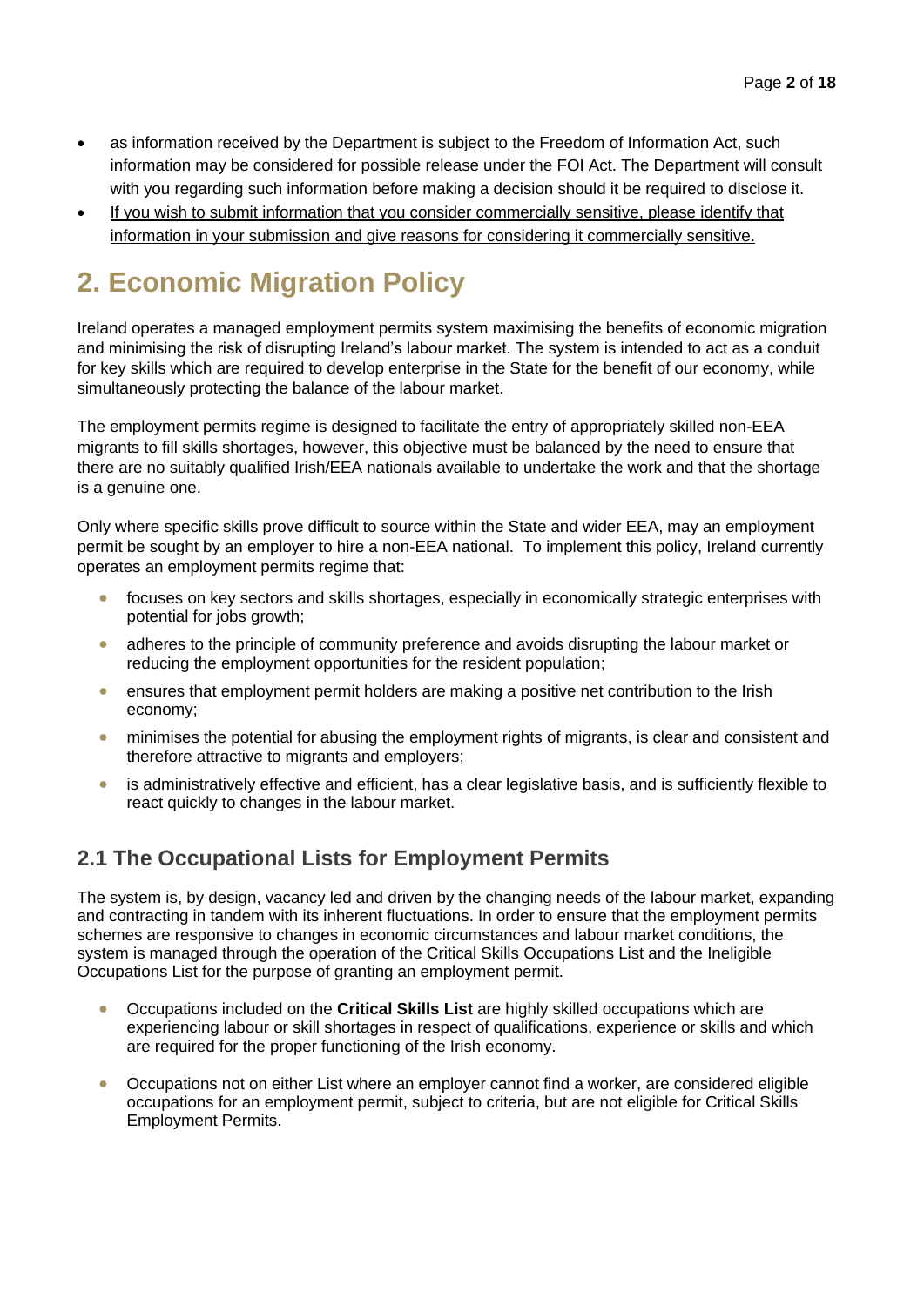- as information received by the Department is subject to the Freedom of Information Act, such information may be considered for possible release under the FOI Act. The Department will consult with you regarding such information before making a decision should it be required to disclose it.
- <u>If you wish to submit information that you consider commercially sensitive, please identify that information in your submission and give reasons for considering it commercially sensitive.</u>

# 2. Economic Migration Policy

Ireland operates a managed employment permits system maximising the benefits of economic migration and minimising the risk of disrupting Ireland's labour market. The system is intended to act as a conduit for key skills which are required to develop enterprise in the State for the benefit of our economy, while simultaneously protecting the balance of the labour market.

The employment permits regime is designed to facilitate the entry of appropriately skilled non-EEA migrants to fill skills shortages, however, this objective must be balanced by the need to ensure that there are no suitably qualified Irish/EEA nationals available to undertake the work and that the shortage is a genuine one.

Only where specific skills prove difficult to source within the State and wider EEA, may an employment permit be sought by an employer to hire a non-EEA national. To implement this policy, Ireland currently operates an employment permits regime that:

- focuses on key sectors and skills shortages, especially in economically strategic enterprises with potential for jobs growth;
- adheres to the principle of community preference and avoids disrupting the labour market or reducing the employment opportunities for the resident population;
- ensures that employment permit holders are making a positive net contribution to the Irish economy;
- minimises the potential for abusing the employment rights of migrants, is clear and consistent and therefore attractive to migrants and employers;
- is administratively effective and efficient, has a clear legislative basis, and is sufficiently flexible to react quickly to changes in the labour market.

## 2.1 The Occupational Lists for Employment Permits

The system is, by design, vacancy led and driven by the changing needs of the labour market, expanding and contracting in tandem with its inherent fluctuations. In order to ensure that the employment permits schemes are responsive to changes in economic circumstances and labour market conditions, the system is managed through the operation of the Critical Skills Occupations List and the Ineligible Occupations List for the purpose of granting an employment permit.

- Occupations included on the **Critical Skills List** are highly skilled occupations which are experiencing labour or skill shortages in respect of qualifications, experience or skills and which are required for the proper functioning of the Irish economy.
- Occupations not on either List where an employer cannot find a worker, are considered eligible occupations for an employment permit, subject to criteria, but are not eligible for Critical Skills Employment Permits.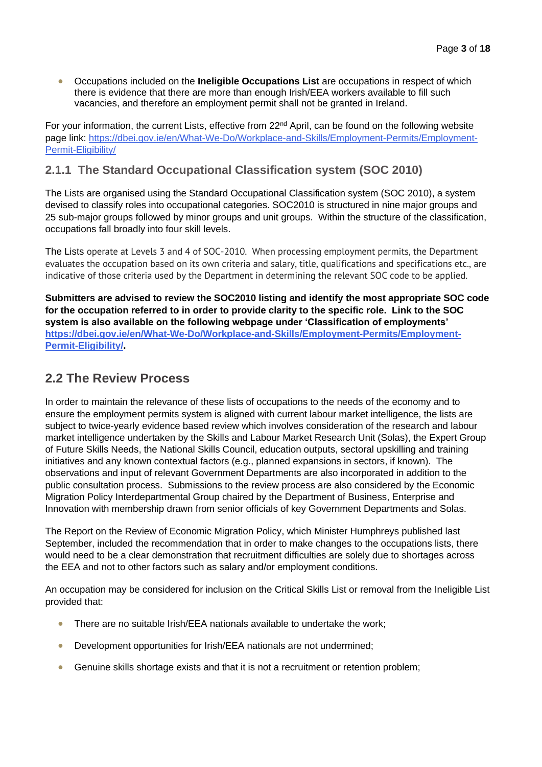- Occupations included on the **Ineligible Occupations List** are occupations in respect of which there is evidence that there are more than enough Irish/EEA workers available to fill such vacancies, and therefore an employment permit shall not be granted in Ireland.

For your information, the current Lists, effective from 22nd April, can be found on the following website page link: https://dbei.gov.ie/en/What-We-Do/Workplace-and-Skills/Employment-Permits/Employment-Permit-Eligibility/

### 2.1.1 The Standard Occupational Classification system (SOC 2010)

The Lists are organised using the Standard Occupational Classification system (SOC 2010), a system devised to classify roles into occupational categories. SOC2010 is structured in nine major groups and 25 sub-major groups followed by minor groups and unit groups. Within the structure of the classification, occupations fall broadly into four skill levels.

The Lists operate at Levels 3 and 4 of SOC-2010. When processing employment permits, the Department evaluates the occupation based on its own criteria and salary, title, qualifications and specifications etc., are indicative of those criteria used by the Department in determining the relevant SOC code to be applied.

**Submitters are advised to review the SOC2010 listing and identify the most appropriate SOC code for the occupation referred to in order to provide clarity to the specific role. Link to the SOC system is also available on the following webpage under 'Classification of employments' https://dbei.gov.ie/en/What-We-Do/Workplace-and-Skills/Employment-Permits/Employment-Permit-Eligibility/.**

## 2.2 The Review Process

In order to maintain the relevance of these lists of occupations to the needs of the economy and to ensure the employment permits system is aligned with current labour market intelligence, the lists are subject to twice-yearly evidence based review which involves consideration of the research and labour market intelligence undertaken by the Skills and Labour Market Research Unit (Solas), the Expert Group of Future Skills Needs, the National Skills Council, education outputs, sectoral upskilling and training initiatives and any known contextual factors (e.g., planned expansions in sectors, if known). The observations and input of relevant Government Departments are also incorporated in addition to the public consultation process. Submissions to the review process are also considered by the Economic Migration Policy Interdepartmental Group chaired by the Department of Business, Enterprise and Innovation with membership drawn from senior officials of key Government Departments and Solas.

The Report on the Review of Economic Migration Policy, which Minister Humphreys published last September, included the recommendation that in order to make changes to the occupations lists, there would need to be a clear demonstration that recruitment difficulties are solely due to shortages across the EEA and not to other factors such as salary and/or employment conditions.

An occupation may be considered for inclusion on the Critical Skills List or removal from the Ineligible List provided that:

- There are no suitable Irish/EEA nationals available to undertake the work;
- Development opportunities for Irish/EEA nationals are not undermined;
- Genuine skills shortage exists and that it is not a recruitment or retention problem;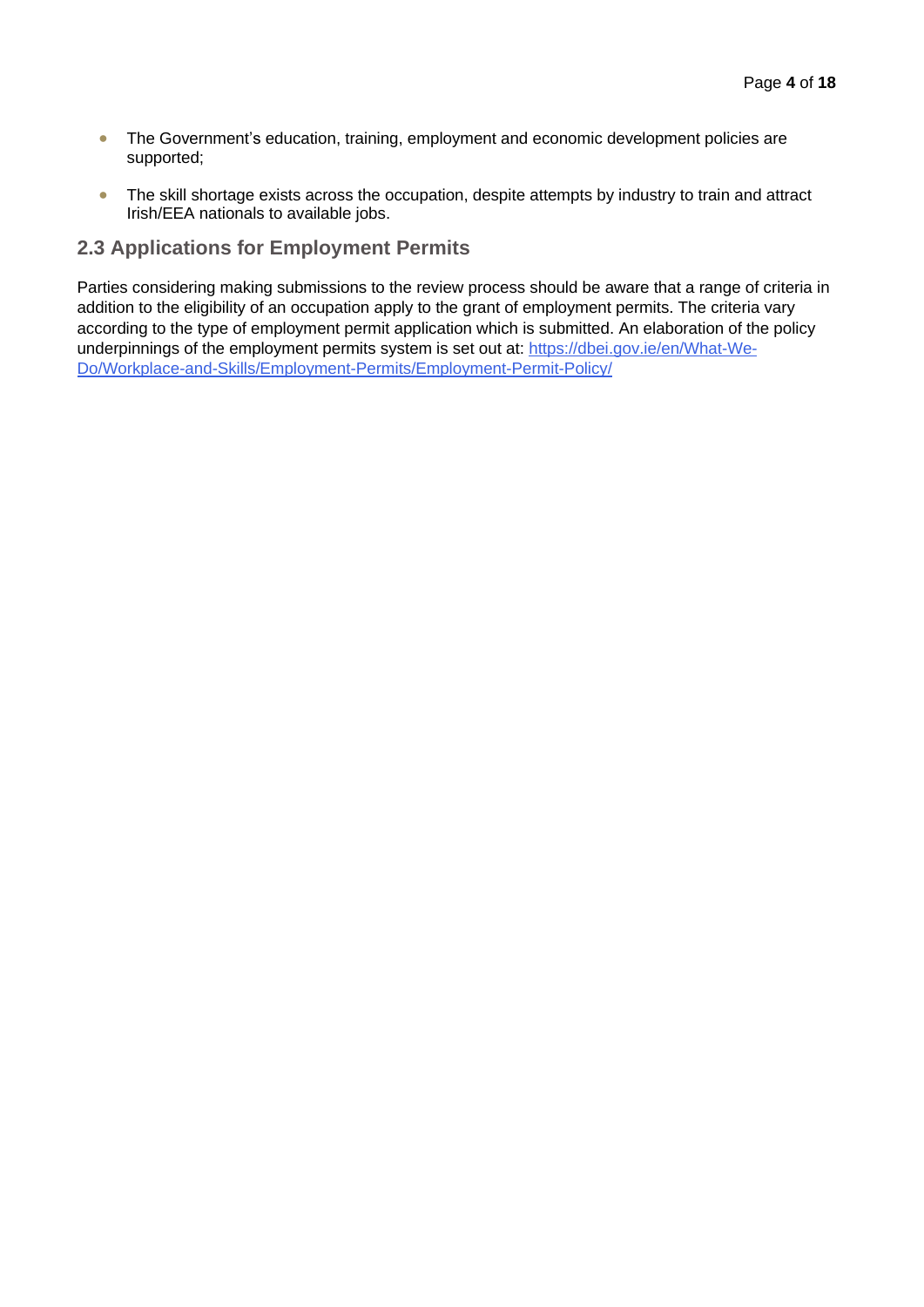- The Government's education, training, employment and economic development policies are supported;
- The skill shortage exists across the occupation, despite attempts by industry to train and attract Irish/EEA nationals to available jobs.

### 2.3 Applications for Employment Permits

Parties considering making submissions to the review process should be aware that a range of criteria in addition to the eligibility of an occupation apply to the grant of employment permits. The criteria vary according to the type of employment permit application which is submitted. An elaboration of the policy underpinnings of the employment permits system is set out at: [https://dbei.gov.ie/en/What-We-Do/Workplace-and-Skills/Employment-Permits/Employment-Permit-Policy/](https://dbei.gov.ie/en/What-We-Do/Workplace-and-Skills/Employment-Permits/Employment-Permit-Policy/)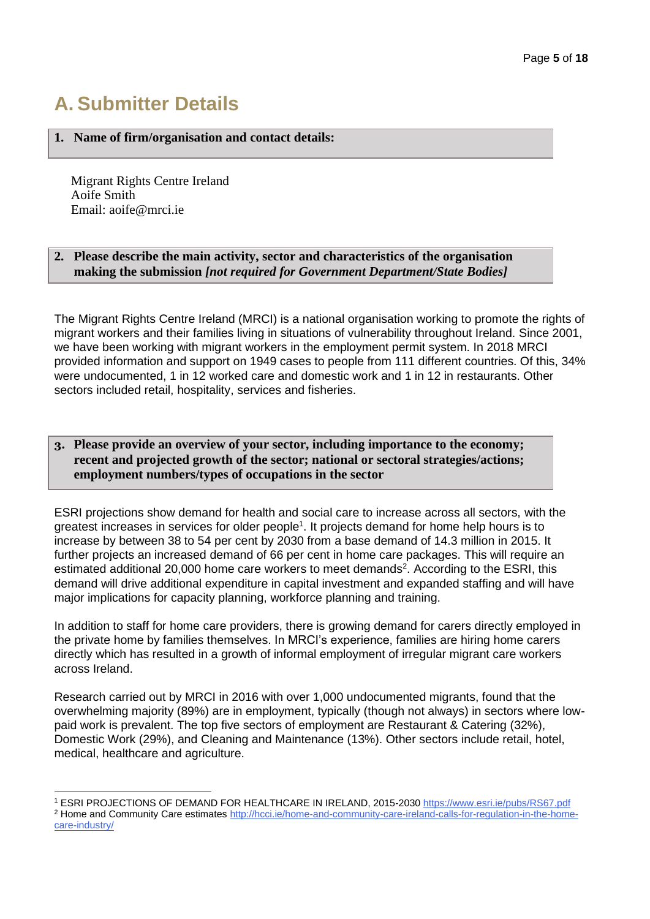# A. Submitter Details

**1. Name of firm/organisation and contact details:**

Migrant Rights Centre Ireland
Aoife Smith
Email: aoife@mrci.ie

**2. Please describe the main activity, sector and characteristics of the organisation making the submission** ***[not required for Government Department/State Bodies]***

The Migrant Rights Centre Ireland (MRCI) is a national organisation working to promote the rights of migrant workers and their families living in situations of vulnerability throughout Ireland. Since 2001, we have been working with migrant workers in the employment permit system. In 2018 MRCI provided information and support on 1949 cases to people from 111 different countries. Of this, 34% were undocumented, 1 in 12 worked care and domestic work and 1 in 12 in restaurants. Other sectors included retail, hospitality, services and fisheries.

**3. Please provide an overview of your sector, including importance to the economy; recent and projected growth of the sector; national or sectoral strategies/actions; employment numbers/types of occupations in the sector**

ESRI projections show demand for health and social care to increase across all sectors, with the greatest increases in services for older people[1]. It projects demand for home help hours is to increase by between 38 to 54 per cent by 2030 from a base demand of 14.3 million in 2015. It further projects an increased demand of 66 per cent in home care packages. This will require an estimated additional 20,000 home care workers to meet demands[2]. According to the ESRI, this demand will drive additional expenditure in capital investment and expanded staffing and will have major implications for capacity planning, workforce planning and training.

In addition to staff for home care providers, there is growing demand for carers directly employed in the private home by families themselves. In MRCI's experience, families are hiring home carers directly which has resulted in a growth of informal employment of irregular migrant care workers across Ireland.

Research carried out by MRCI in 2016 with over 1,000 undocumented migrants, found that the overwhelming majority (89%) are in employment, typically (though not always) in sectors where low-paid work is prevalent. The top five sectors of employment are Restaurant & Catering (32%), Domestic Work (29%), and Cleaning and Maintenance (13%). Other sectors include retail, hotel, medical, healthcare and agriculture.

---

[1] ESRI PROJECTIONS OF DEMAND FOR HEALTHCARE IN IRELAND, 2015-2030 https://www.esri.ie/pubs/RS67.pdf
[2] Home and Community Care estimates http://hcci.ie/home-and-community-care-ireland-calls-for-regulation-in-the-home-care-industry/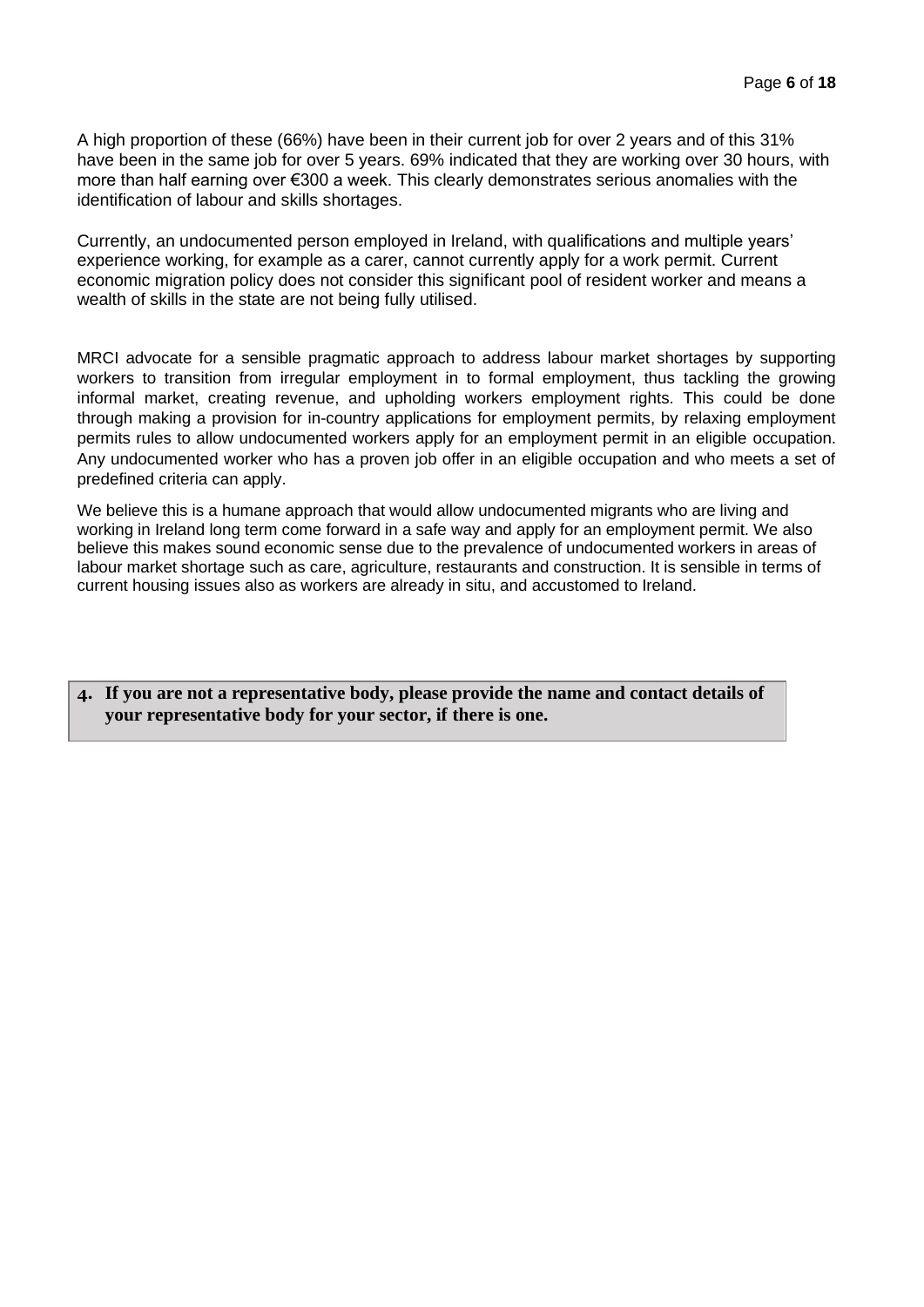A high proportion of these (66%) have been in their current job for over 2 years and of this 31% have been in the same job for over 5 years. 69% indicated that they are working over 30 hours, with more than half earning over €300 a week. This clearly demonstrates serious anomalies with the identification of labour and skills shortages.

Currently, an undocumented person employed in Ireland, with qualifications and multiple years' experience working, for example as a carer, cannot currently apply for a work permit. Current economic migration policy does not consider this significant pool of resident worker and means a wealth of skills in the state are not being fully utilised.

MRCI advocate for a sensible pragmatic approach to address labour market shortages by supporting workers to transition from irregular employment in to formal employment, thus tackling the growing informal market, creating revenue, and upholding workers employment rights. This could be done through making a provision for in-country applications for employment permits, by relaxing employment permits rules to allow undocumented workers apply for an employment permit in an eligible occupation. Any undocumented worker who has a proven job offer in an eligible occupation and who meets a set of predefined criteria can apply.

We believe this is a humane approach that would allow undocumented migrants who are living and working in Ireland long term come forward in a safe way and apply for an employment permit. We also believe this makes sound economic sense due to the prevalence of undocumented workers in areas of labour market shortage such as care, agriculture, restaurants and construction. It is sensible in terms of current housing issues also as workers are already in situ, and accustomed to Ireland.

**4. If you are not a representative body, please provide the name and contact details of your representative body for your sector, if there is one.**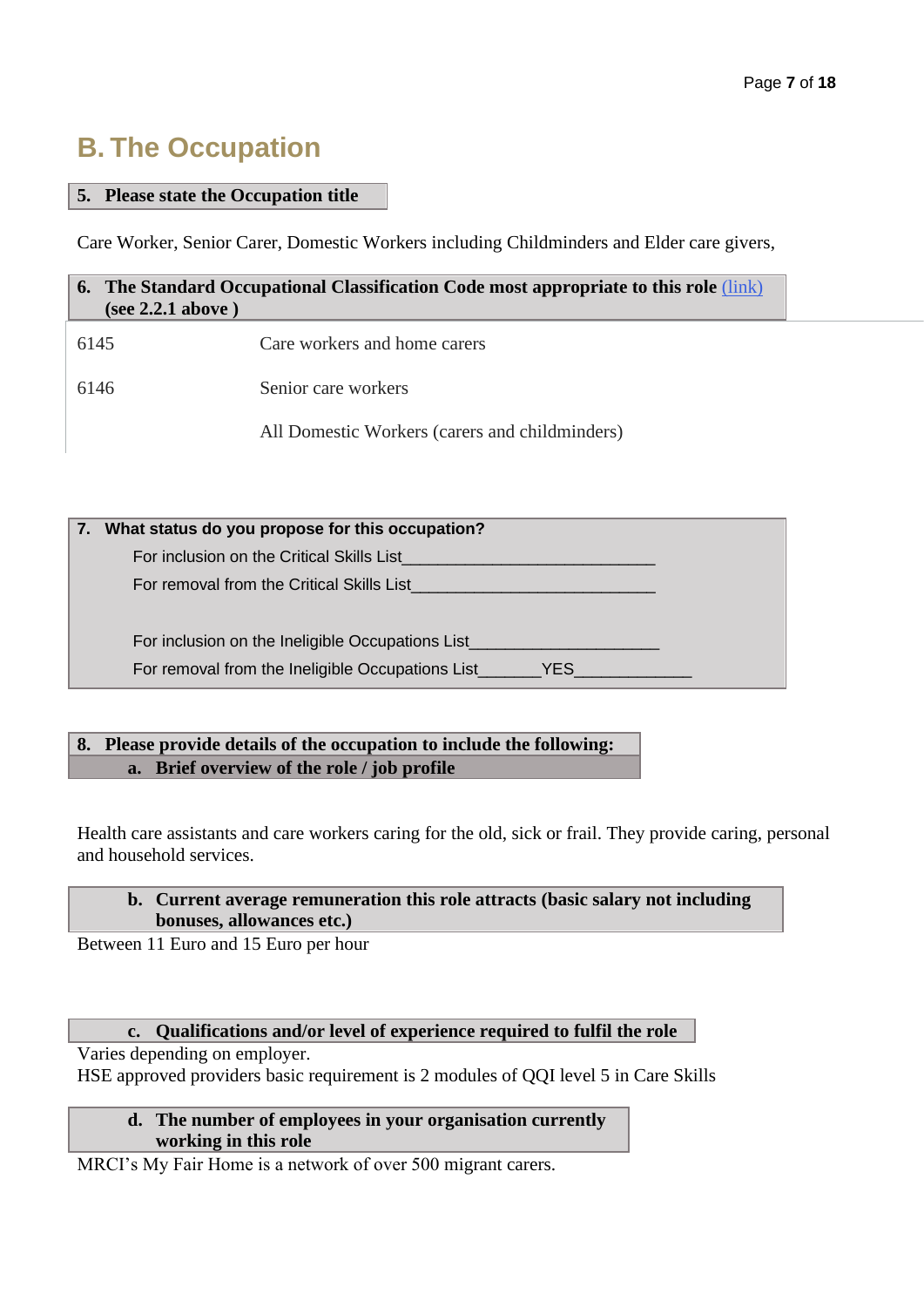## B. The Occupation

**5. Please state the Occupation title**

Care Worker, Senior Carer, Domestic Workers including Childminders and Elder care givers,

**6. The Standard Occupational Classification Code most appropriate to this role** [(link)] **(see 2.2.1 above )**

| | |
|---|---|
| 6145 | Care workers and home carers |
| 6146 | Senior care workers |
| | All Domestic Workers (carers and childminders) |

**7. What status do you propose for this occupation?**

For inclusion on the Critical Skills List____________________________

For removal from the Critical Skills List____________________________

For inclusion on the Ineligible Occupations List_____________________

For removal from the Ineligible Occupations List_______YES_____________

**8. Please provide details of the occupation to include the following:**

**a. Brief overview of the role / job profile**

Health care assistants and care workers caring for the old, sick or frail. They provide caring, personal and household services.

**b. Current average remuneration this role attracts (basic salary not including bonuses, allowances etc.)**

Between 11 Euro and 15 Euro per hour

**c. Qualifications and/or level of experience required to fulfil the role**

Varies depending on employer.
HSE approved providers basic requirement is 2 modules of QQI level 5 in Care Skills

**d. The number of employees in your organisation currently working in this role**

MRCI's My Fair Home is a network of over 500 migrant carers.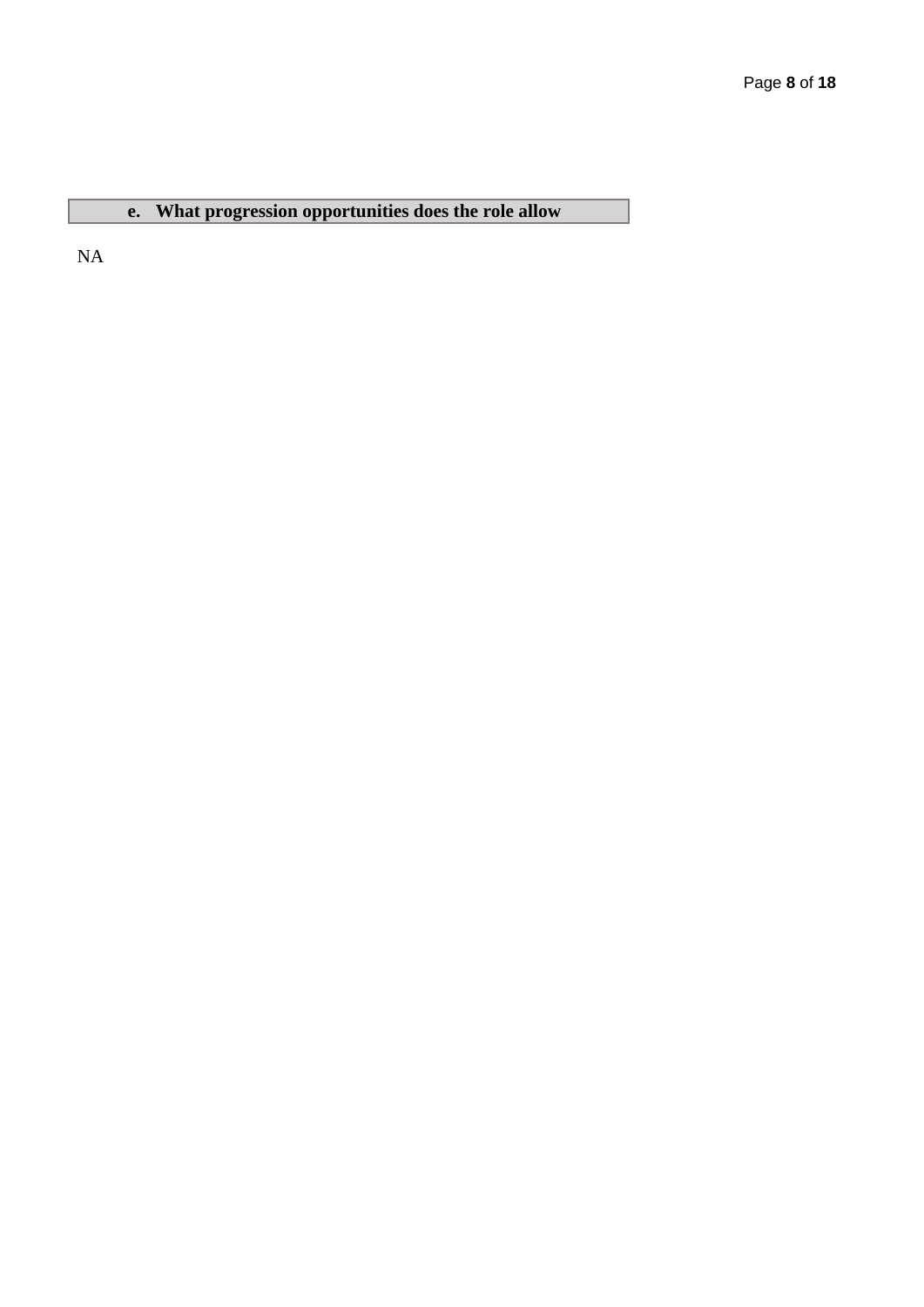## e. What progression opportunities does the role allow

NA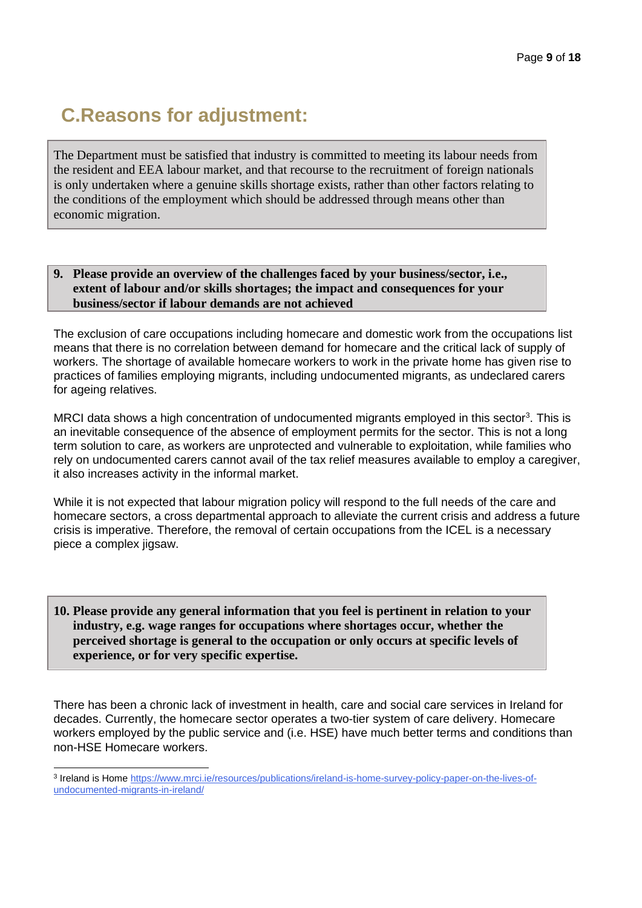## C.Reasons for adjustment:

The Department must be satisfied that industry is committed to meeting its labour needs from the resident and EEA labour market, and that recourse to the recruitment of foreign nationals is only undertaken where a genuine skills shortage exists, rather than other factors relating to the conditions of the employment which should be addressed through means other than economic migration.

**9. Please provide an overview of the challenges faced by your business/sector, i.e., extent of labour and/or skills shortages; the impact and consequences for your business/sector if labour demands are not achieved**

The exclusion of care occupations including homecare and domestic work from the occupations list means that there is no correlation between demand for homecare and the critical lack of supply of workers. The shortage of available homecare workers to work in the private home has given rise to practices of families employing migrants, including undocumented migrants, as undeclared carers for ageing relatives.

MRCI data shows a high concentration of undocumented migrants employed in this sector[3]. This is an inevitable consequence of the absence of employment permits for the sector. This is not a long term solution to care, as workers are unprotected and vulnerable to exploitation, while families who rely on undocumented carers cannot avail of the tax relief measures available to employ a caregiver, it also increases activity in the informal market.

While it is not expected that labour migration policy will respond to the full needs of the care and homecare sectors, a cross departmental approach to alleviate the current crisis and address a future crisis is imperative. Therefore, the removal of certain occupations from the ICEL is a necessary piece a complex jigsaw.

**10. Please provide any general information that you feel is pertinent in relation to your industry, e.g. wage ranges for occupations where shortages occur, whether the perceived shortage is general to the occupation or only occurs at specific levels of experience, or for very specific expertise.**

There has been a chronic lack of investment in health, care and social care services in Ireland for decades. Currently, the homecare sector operates a two-tier system of care delivery. Homecare workers employed by the public service and (i.e. HSE) have much better terms and conditions than non-HSE Homecare workers.

[3] Ireland is Home https://www.mrci.ie/resources/publications/ireland-is-home-survey-policy-paper-on-the-lives-of-undocumented-migrants-in-ireland/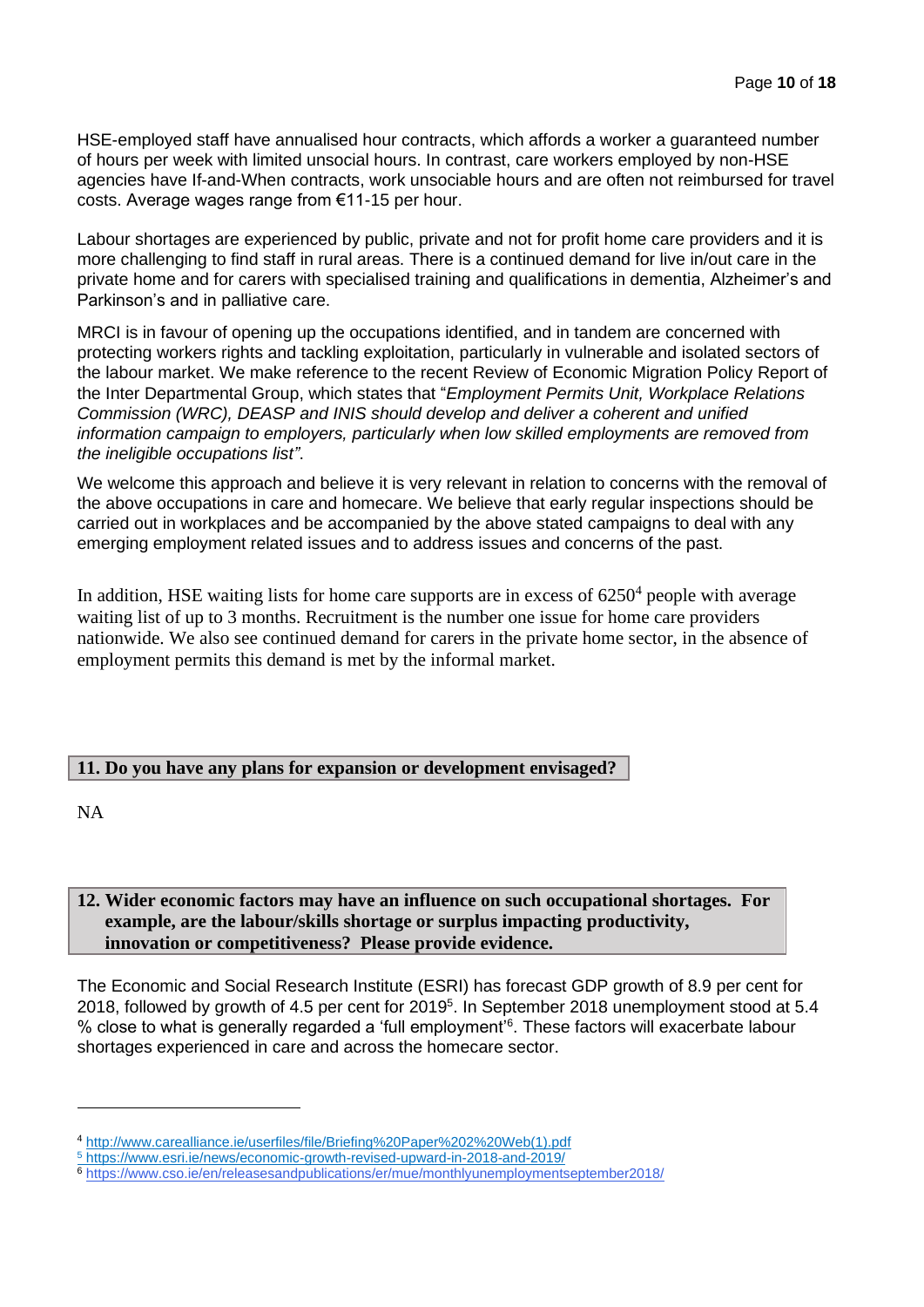HSE-employed staff have annualised hour contracts, which affords a worker a guaranteed number of hours per week with limited unsocial hours. In contrast, care workers employed by non-HSE agencies have If-and-When contracts, work unsociable hours and are often not reimbursed for travel costs. Average wages range from €11-15 per hour.

Labour shortages are experienced by public, private and not for profit home care providers and it is more challenging to find staff in rural areas. There is a continued demand for live in/out care in the private home and for carers with specialised training and qualifications in dementia, Alzheimer's and Parkinson's and in palliative care.

MRCI is in favour of opening up the occupations identified, and in tandem are concerned with protecting workers rights and tackling exploitation, particularly in vulnerable and isolated sectors of the labour market. We make reference to the recent Review of Economic Migration Policy Report of the Inter Departmental Group, which states that "*Employment Permits Unit, Workplace Relations Commission (WRC), DEASP and INIS should develop and deliver a coherent and unified information campaign to employers, particularly when low skilled employments are removed from the ineligible occupations list".*

We welcome this approach and believe it is very relevant in relation to concerns with the removal of the above occupations in care and homecare. We believe that early regular inspections should be carried out in workplaces and be accompanied by the above stated campaigns to deal with any emerging employment related issues and to address issues and concerns of the past.

In addition, HSE waiting lists for home care supports are in excess of 6250[4] people with average waiting list of up to 3 months. Recruitment is the number one issue for home care providers nationwide. We also see continued demand for carers in the private home sector, in the absence of employment permits this demand is met by the informal market.

**11. Do you have any plans for expansion or development envisaged?**

NA

**12. Wider economic factors may have an influence on such occupational shortages. For example, are the labour/skills shortage or surplus impacting productivity, innovation or competitiveness? Please provide evidence.**

The Economic and Social Research Institute (ESRI) has forecast GDP growth of 8.9 per cent for 2018, followed by growth of 4.5 per cent for 2019[5]. In September 2018 unemployment stood at 5.4 % close to what is generally regarded a 'full employment'[6]. These factors will exacerbate labour shortages experienced in care and across the homecare sector.

---

[4] http://www.carealliance.ie/userfiles/file/Briefing%20Paper%202%20Web(1).pdf

[5] https://www.esri.ie/news/economic-growth-revised-upward-in-2018-and-2019/

[6] https://www.cso.ie/en/releasesandpublications/er/mue/monthlyunemploymentseptember2018/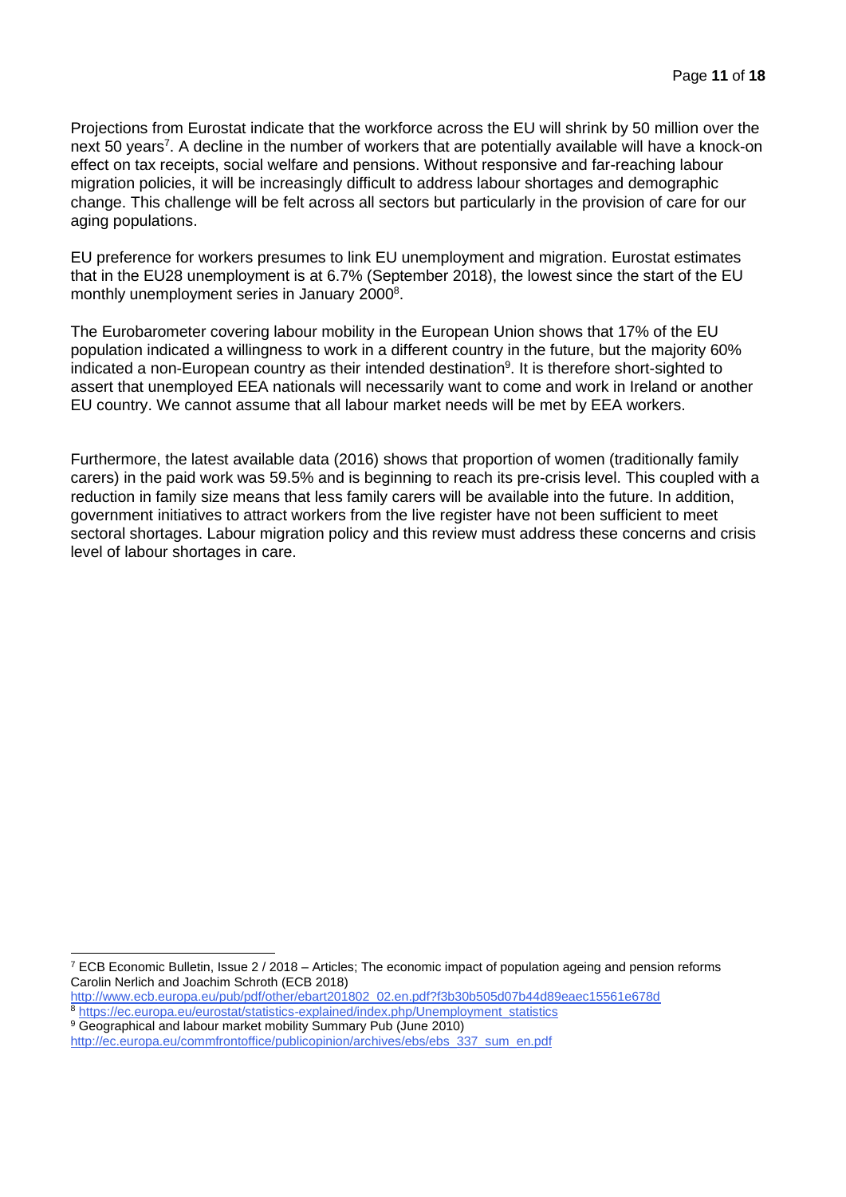Projections from Eurostat indicate that the workforce across the EU will shrink by 50 million over the next 50 years[7]. A decline in the number of workers that are potentially available will have a knock-on effect on tax receipts, social welfare and pensions. Without responsive and far-reaching labour migration policies, it will be increasingly difficult to address labour shortages and demographic change. This challenge will be felt across all sectors but particularly in the provision of care for our aging populations.

EU preference for workers presumes to link EU unemployment and migration. Eurostat estimates that in the EU28 unemployment is at 6.7% (September 2018), the lowest since the start of the EU monthly unemployment series in January 2000[8].

The Eurobarometer covering labour mobility in the European Union shows that 17% of the EU population indicated a willingness to work in a different country in the future, but the majority 60% indicated a non-European country as their intended destination[9]. It is therefore short-sighted to assert that unemployed EEA nationals will necessarily want to come and work in Ireland or another EU country. We cannot assume that all labour market needs will be met by EEA workers.

Furthermore, the latest available data (2016) shows that proportion of women (traditionally family carers) in the paid work was 59.5% and is beginning to reach its pre-crisis level. This coupled with a reduction in family size means that less family carers will be available into the future. In addition, government initiatives to attract workers from the live register have not been sufficient to meet sectoral shortages. Labour migration policy and this review must address these concerns and crisis level of labour shortages in care.

---

[7] ECB Economic Bulletin, Issue 2 / 2018 – Articles; The economic impact of population ageing and pension reforms Carolin Nerlich and Joachim Schroth (ECB 2018) http://www.ecb.europa.eu/pub/pdf/other/ebart201802_02.en.pdf?f3b30b505d07b44d89eaec15561e678d

[8] https://ec.europa.eu/eurostat/statistics-explained/index.php/Unemployment_statistics

[9] Geographical and labour market mobility Summary Pub (June 2010) http://ec.europa.eu/commfrontoffice/publicopinion/archives/ebs/ebs_337_sum_en.pdf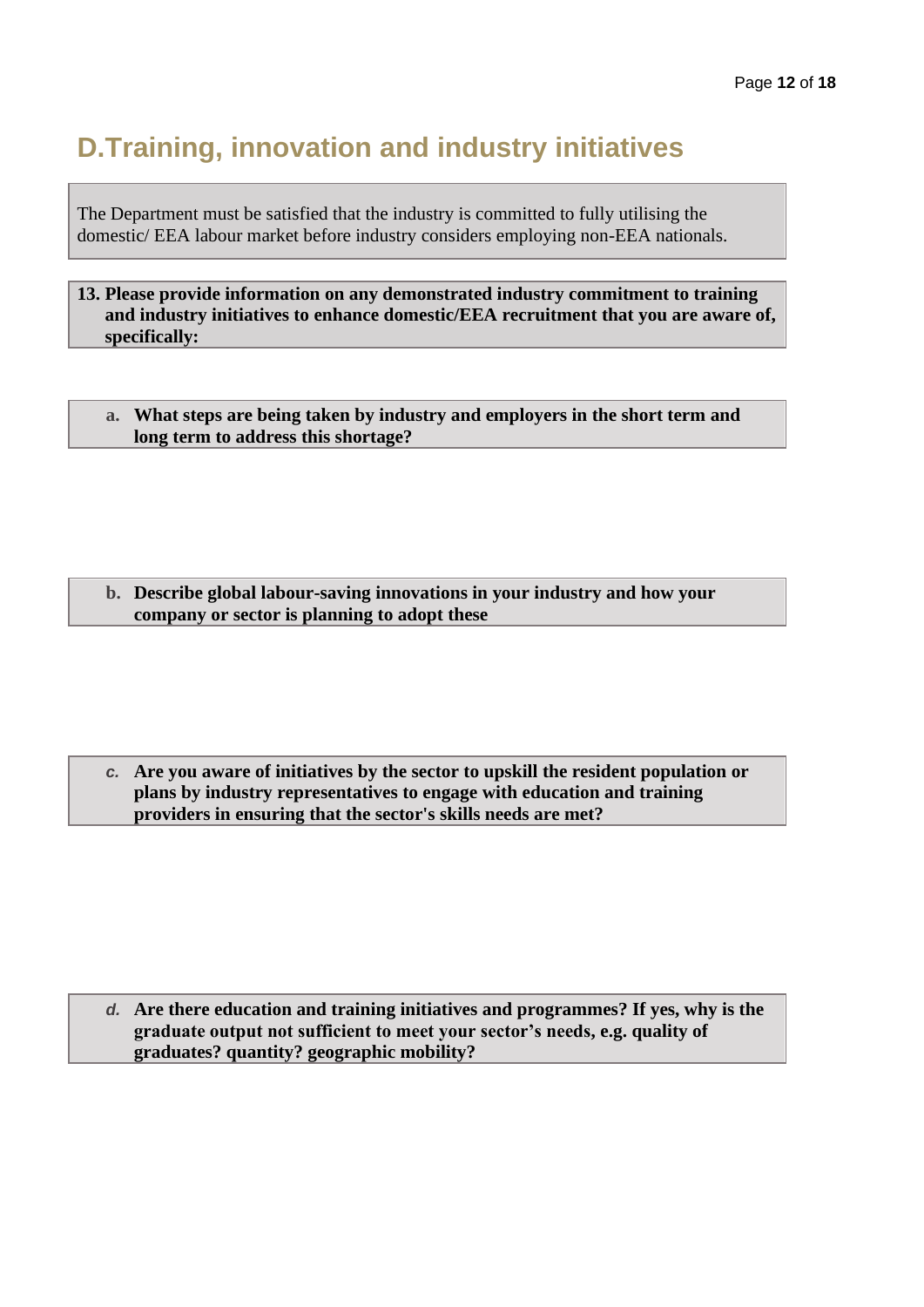## D. Training, innovation and industry initiatives

The Department must be satisfied that the industry is committed to fully utilising the domestic/ EEA labour market before industry considers employing non-EEA nationals.

**13. Please provide information on any demonstrated industry commitment to training and industry initiatives to enhance domestic/EEA recruitment that you are aware of, specifically:**

**a. What steps are being taken by industry and employers in the short term and long term to address this shortage?**

**b. Describe global labour-saving innovations in your industry and how your company or sector is planning to adopt these**

***c.*** **Are you aware of initiatives by the sector to upskill the resident population or plans by industry representatives to engage with education and training providers in ensuring that the sector's skills needs are met?**

***d.*** **Are there education and training initiatives and programmes? If yes, why is the graduate output not sufficient to meet your sector's needs, e.g. quality of graduates? quantity? geographic mobility?**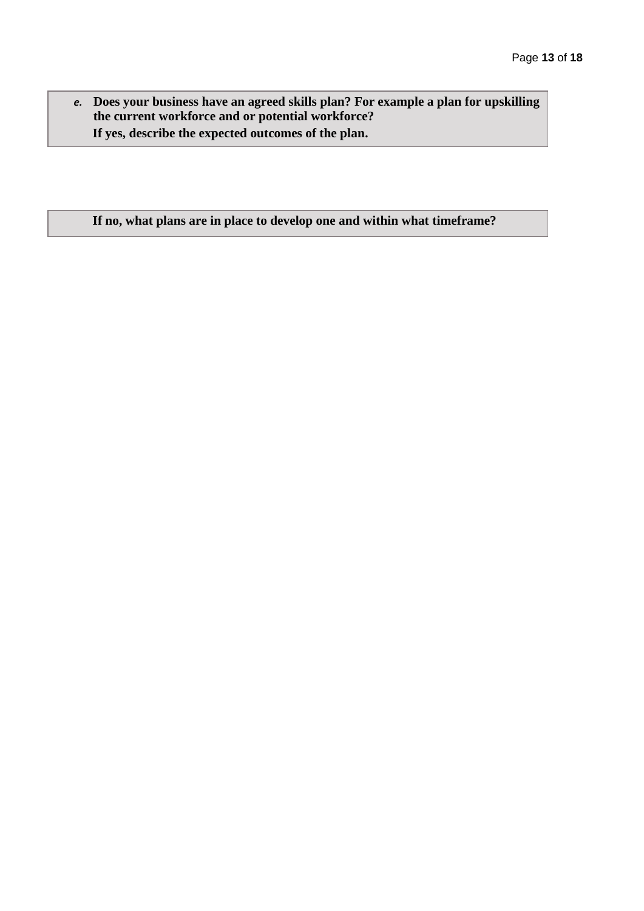***e.*** **Does your business have an agreed skills plan? For example a plan for upskilling the current workforce and or potential workforce?**
**If yes, describe the expected outcomes of the plan.**

**If no, what plans are in place to develop one and within what timeframe?**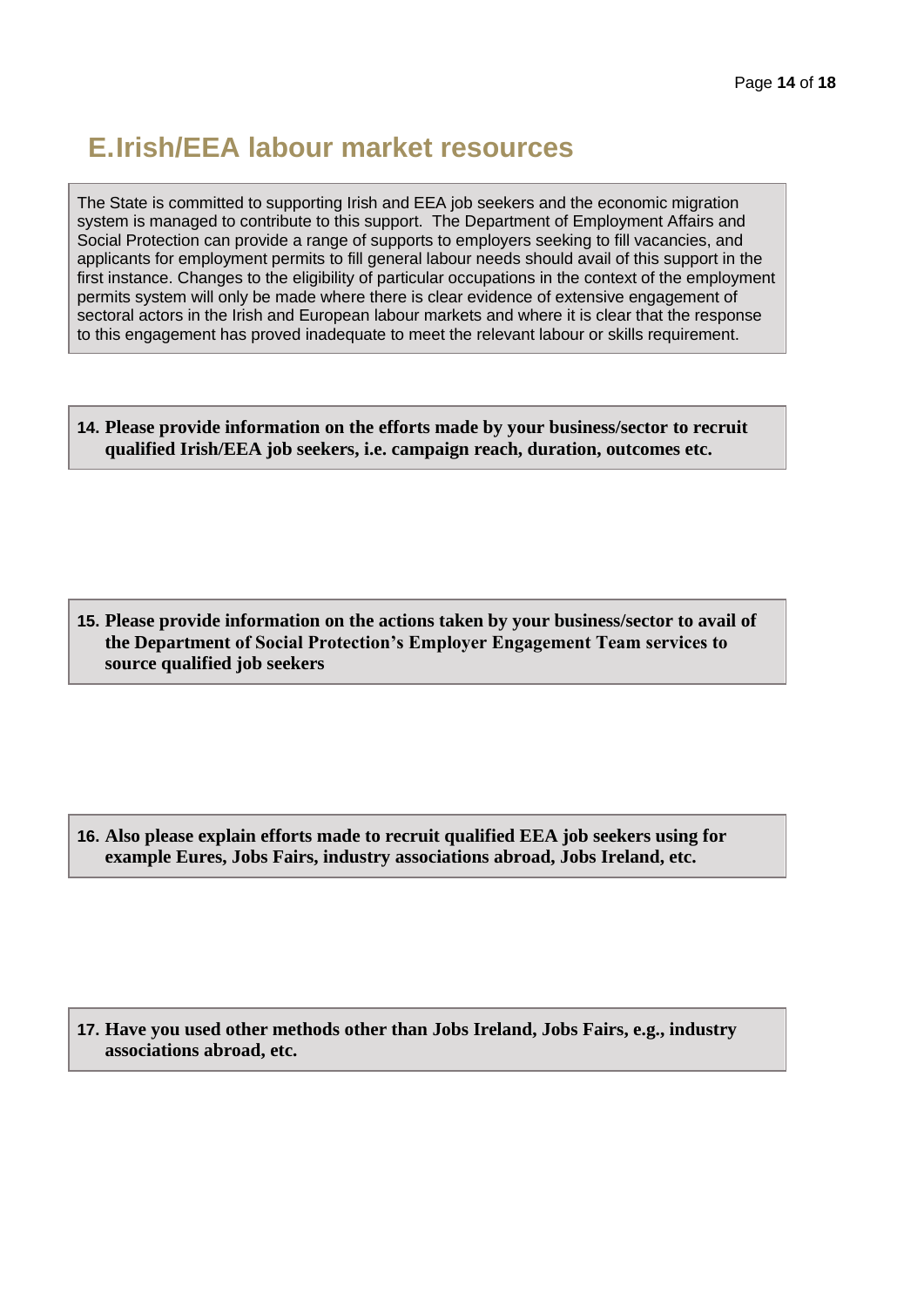## E. Irish/EEA labour market resources

The State is committed to supporting Irish and EEA job seekers and the economic migration system is managed to contribute to this support. The Department of Employment Affairs and Social Protection can provide a range of supports to employers seeking to fill vacancies, and applicants for employment permits to fill general labour needs should avail of this support in the first instance. Changes to the eligibility of particular occupations in the context of the employment permits system will only be made where there is clear evidence of extensive engagement of sectoral actors in the Irish and European labour markets and where it is clear that the response to this engagement has proved inadequate to meet the relevant labour or skills requirement.

**14. Please provide information on the efforts made by your business/sector to recruit qualified Irish/EEA job seekers, i.e. campaign reach, duration, outcomes etc.**

**15. Please provide information on the actions taken by your business/sector to avail of the Department of Social Protection's Employer Engagement Team services to source qualified job seekers**

**16. Also please explain efforts made to recruit qualified EEA job seekers using for example Eures, Jobs Fairs, industry associations abroad, Jobs Ireland, etc.**

**17. Have you used other methods other than Jobs Ireland, Jobs Fairs, e.g., industry associations abroad, etc.**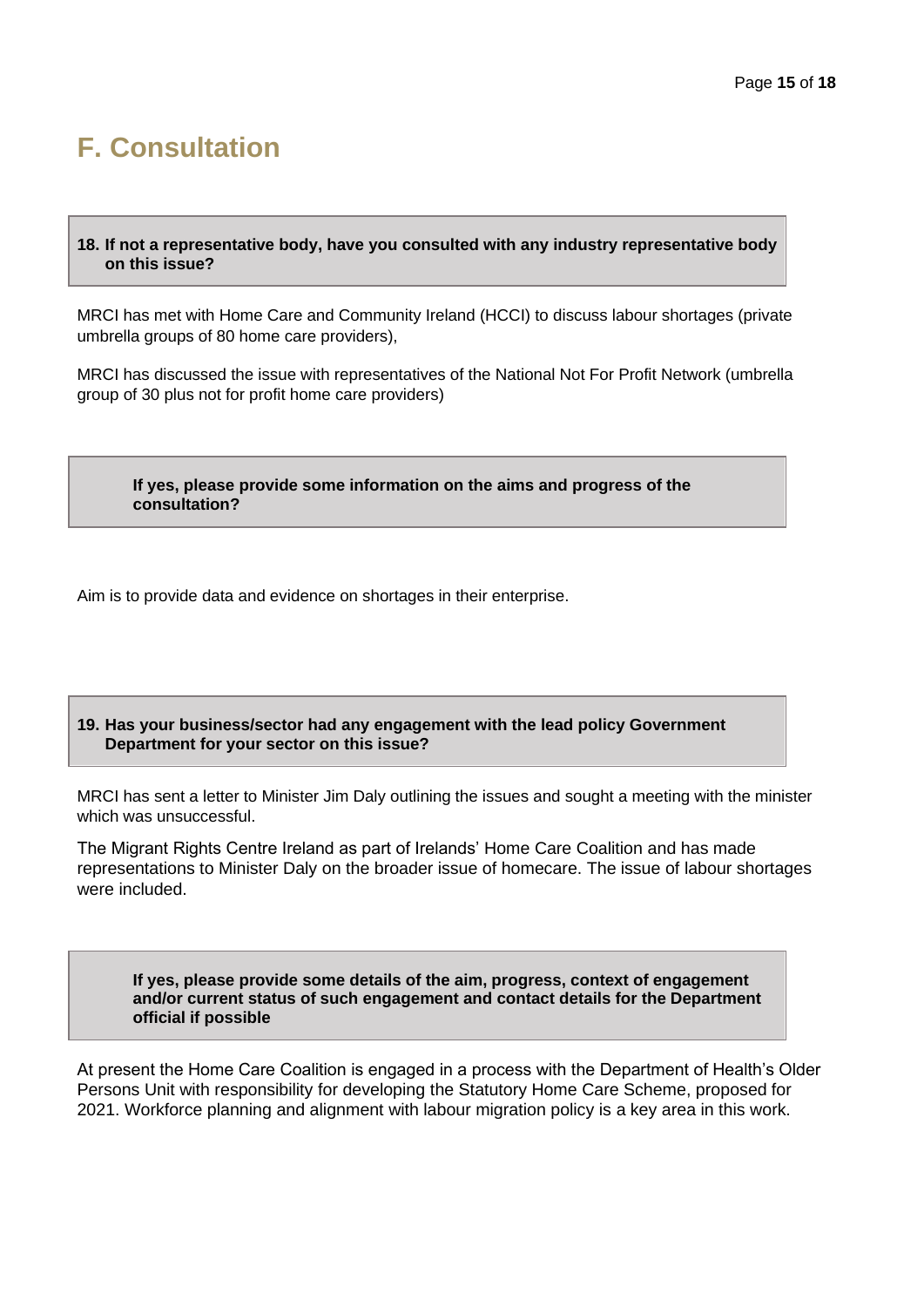# F. Consultation

**18. If not a representative body, have you consulted with any industry representative body on this issue?**

MRCI has met with Home Care and Community Ireland (HCCI) to discuss labour shortages (private umbrella groups of 80 home care providers),

MRCI has discussed the issue with representatives of the National Not For Profit Network (umbrella group of 30 plus not for profit home care providers)

**If yes, please provide some information on the aims and progress of the consultation?**

Aim is to provide data and evidence on shortages in their enterprise.

**19. Has your business/sector had any engagement with the lead policy Government Department for your sector on this issue?**

MRCI has sent a letter to Minister Jim Daly outlining the issues and sought a meeting with the minister which was unsuccessful.

The Migrant Rights Centre Ireland as part of Irelands' Home Care Coalition and has made representations to Minister Daly on the broader issue of homecare. The issue of labour shortages were included.

**If yes, please provide some details of the aim, progress, context of engagement and/or current status of such engagement and contact details for the Department official if possible**

At present the Home Care Coalition is engaged in a process with the Department of Health's Older Persons Unit with responsibility for developing the Statutory Home Care Scheme, proposed for 2021. Workforce planning and alignment with labour migration policy is a key area in this work.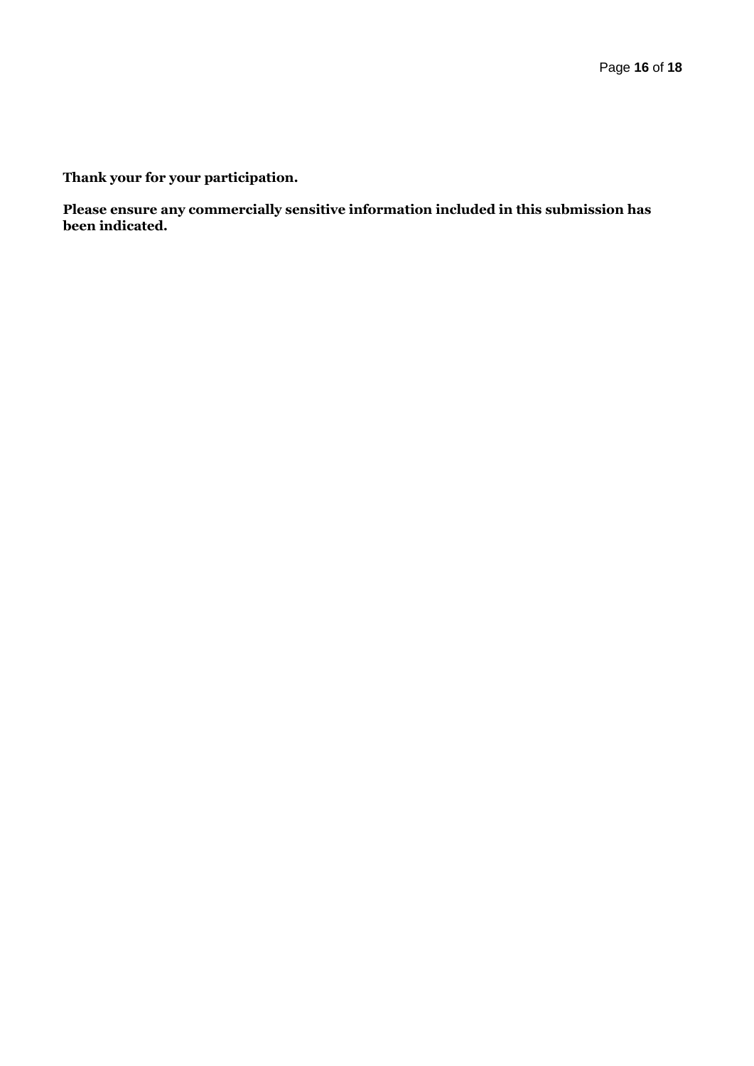**Thank your for your participation.**

**Please ensure any commercially sensitive information included in this submission has been indicated.**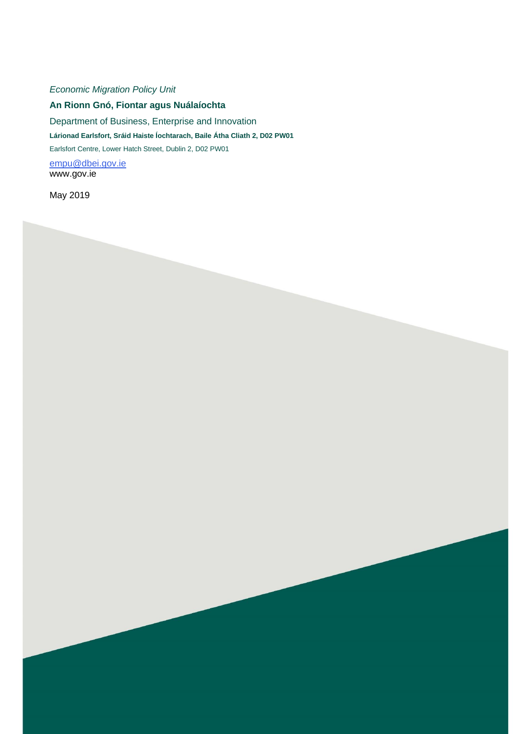*Economic Migration Policy Unit*

**An Rionn Gnó, Fiontar agus Nuálaíochta**

Department of Business, Enterprise and Innovation

**Lárionad Earlsfort, Sráid Haiste Íochtarach, Baile Átha Cliath 2, D02 PW01**

Earlsfort Centre, Lower Hatch Street, Dublin 2, D02 PW01

empu@dbei.gov.ie
www.gov.ie

May 2019